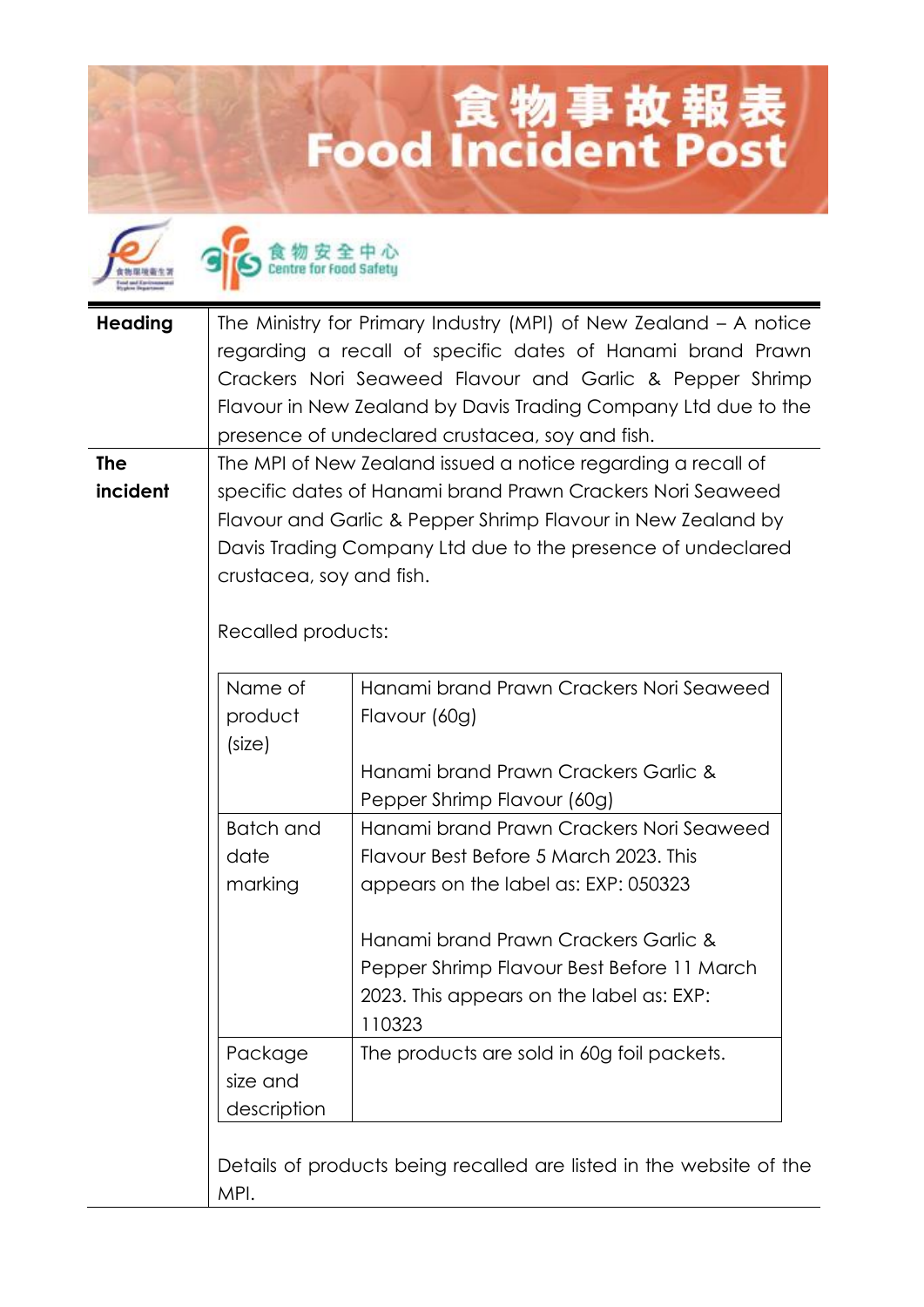# 食物事故報表
# Food Incident Post

食物安全中心
Centre for Food Safety

| | |
|---|---|
| **Heading** | The Ministry for Primary Industry (MPI) of New Zealand – A notice regarding a recall of specific dates of Hanami brand Prawn Crackers Nori Seaweed Flavour and Garlic & Pepper Shrimp Flavour in New Zealand by Davis Trading Company Ltd due to the presence of undeclared crustacea, soy and fish. |
| **The incident** | The MPI of New Zealand issued a notice regarding a recall of specific dates of Hanami brand Prawn Crackers Nori Seaweed Flavour and Garlic & Pepper Shrimp Flavour in New Zealand by Davis Trading Company Ltd due to the presence of undeclared crustacea, soy and fish.<br><br>Recalled products: |

| | |
|---|---|
| Name of product (size) | Hanami brand Prawn Crackers Nori Seaweed Flavour (60g)<br><br>Hanami brand Prawn Crackers Garlic & Pepper Shrimp Flavour (60g) |
| Batch and date marking | Hanami brand Prawn Crackers Nori Seaweed Flavour Best Before 5 March 2023. This appears on the label as: EXP: 050323<br><br>Hanami brand Prawn Crackers Garlic & Pepper Shrimp Flavour Best Before 11 March 2023. This appears on the label as: EXP: 110323 |
| Package size and description | The products are sold in 60g foil packets. |

Details of products being recalled are listed in the website of the MPI.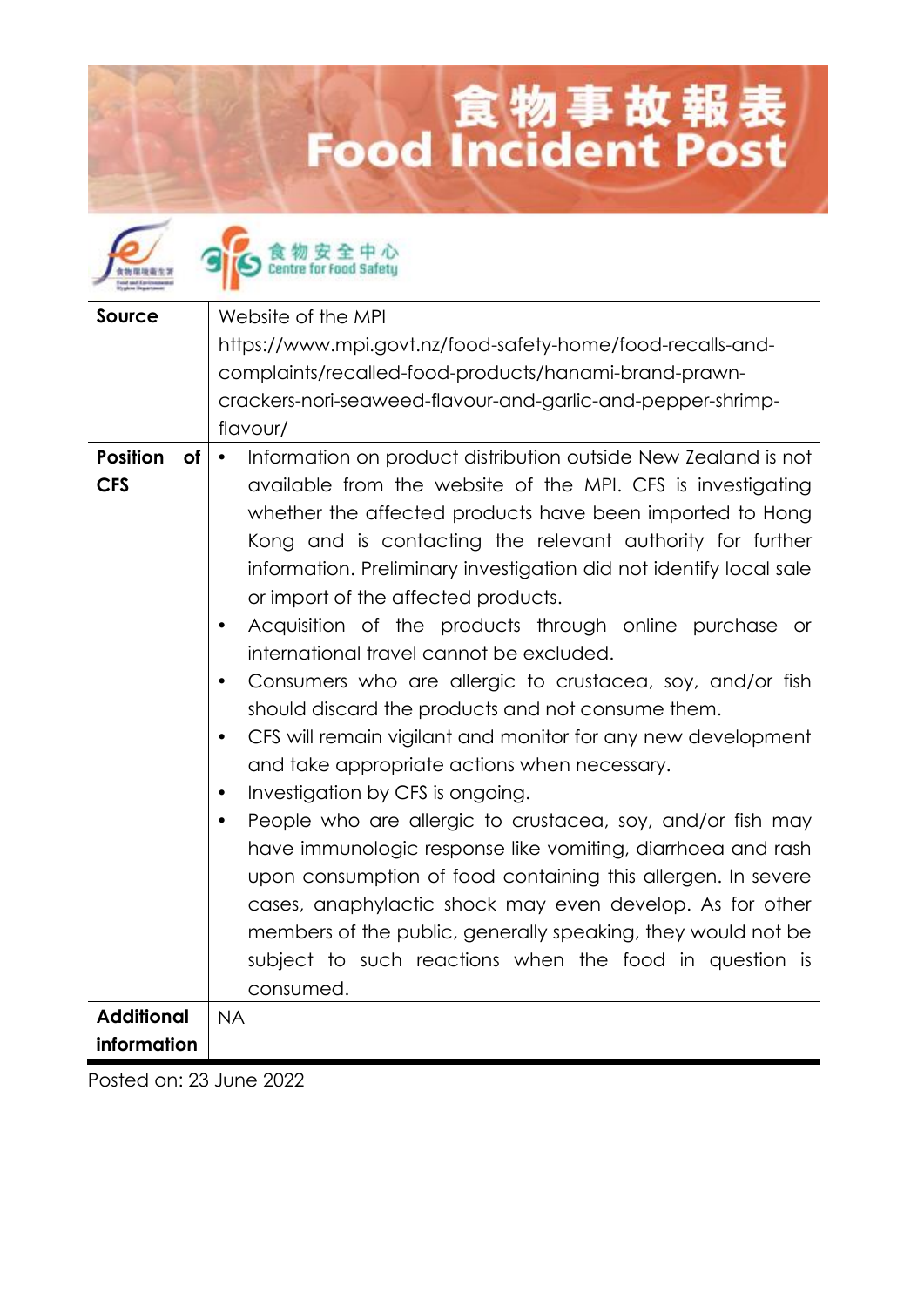# 食物事故報表 Food Incident Post

食物安全中心 Centre for Food Safety

| | |
|---|---|
| **Source** | Website of the MPI https://www.mpi.govt.nz/food-safety-home/food-recalls-and-complaints/recalled-food-products/hanami-brand-prawn-crackers-nori-seaweed-flavour-and-garlic-and-pepper-shrimp-flavour/ |
| **Position of CFS** | • Information on product distribution outside New Zealand is not available from the website of the MPI. CFS is investigating whether the affected products have been imported to Hong Kong and is contacting the relevant authority for further information. Preliminary investigation did not identify local sale or import of the affected products.<br>• Acquisition of the products through online purchase or international travel cannot be excluded.<br>• Consumers who are allergic to crustacea, soy, and/or fish should discard the products and not consume them.<br>• CFS will remain vigilant and monitor for any new development and take appropriate actions when necessary.<br>• Investigation by CFS is ongoing.<br>• People who are allergic to crustacea, soy, and/or fish may have immunologic response like vomiting, diarrhoea and rash upon consumption of food containing this allergen. In severe cases, anaphylactic shock may even develop. As for other members of the public, generally speaking, they would not be subject to such reactions when the food in question is consumed. |
| **Additional information** | NA |

Posted on: 23 June 2022